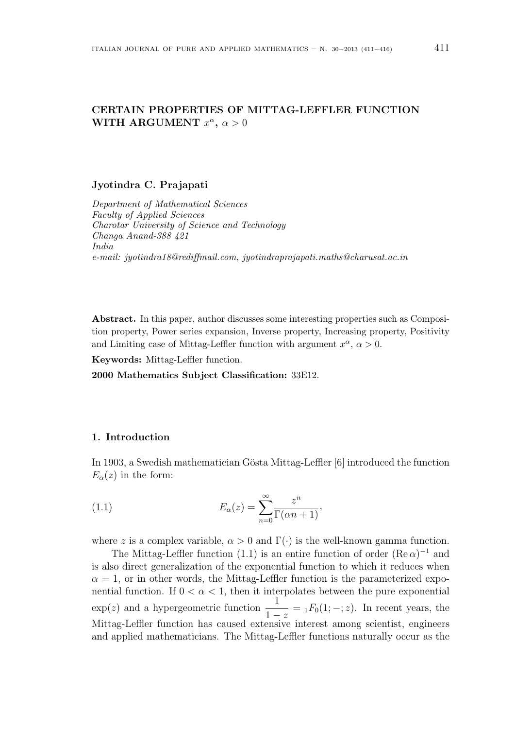# CERTAIN PROPERTIES OF MITTAG-LEFFLER FUNCTION WITH ARGUMENT $x^\alpha$, $\alpha > 0$

**Jyotindra C. Prajapati**

*Department of Mathematical Sciences*
*Faculty of Applied Sciences*
*Charotar University of Science and Technology*
*Changa Anand-388 421*
*India*
*e-mail: jyotindra18@rediffmail.com, jyotindraprajapati.maths@charusat.ac.in*

**Abstract.** In this paper, author discusses some interesting properties such as Composition property, Power series expansion, Inverse property, Increasing property, Positivity and Limiting case of Mittag-Leffler function with argument $x^\alpha$, $\alpha > 0$.

**Keywords:** Mittag-Leffler function.

**2000 Mathematics Subject Classification:** 33E12.

## 1. Introduction

In 1903, a Swedish mathematician Gösta Mittag-Leffler [6] introduced the function $E_\alpha(z)$ in the form:

$$E_\alpha(z) = \sum_{n=0}^{\infty} \frac{z^n}{\Gamma(\alpha n + 1)}, \tag{1.1}$$

where $z$ is a complex variable, $\alpha > 0$ and $\Gamma(\cdot)$ is the well-known gamma function.

The Mittag-Leffler function (1.1) is an entire function of order $(\operatorname{Re}\alpha)^{-1}$ and is also direct generalization of the exponential function to which it reduces when $\alpha = 1$, or in other words, the Mittag-Leffler function is the parameterized exponential function. If $0 < \alpha < 1$, then it interpolates between the pure exponential $\exp(z)$ and a hypergeometric function $\dfrac{1}{1-z} = {}_1F_0(1; -; z)$. In recent years, the Mittag-Leffler function has caused extensive interest among scientist, engineers and applied mathematicians. The Mittag-Leffler functions naturally occur as the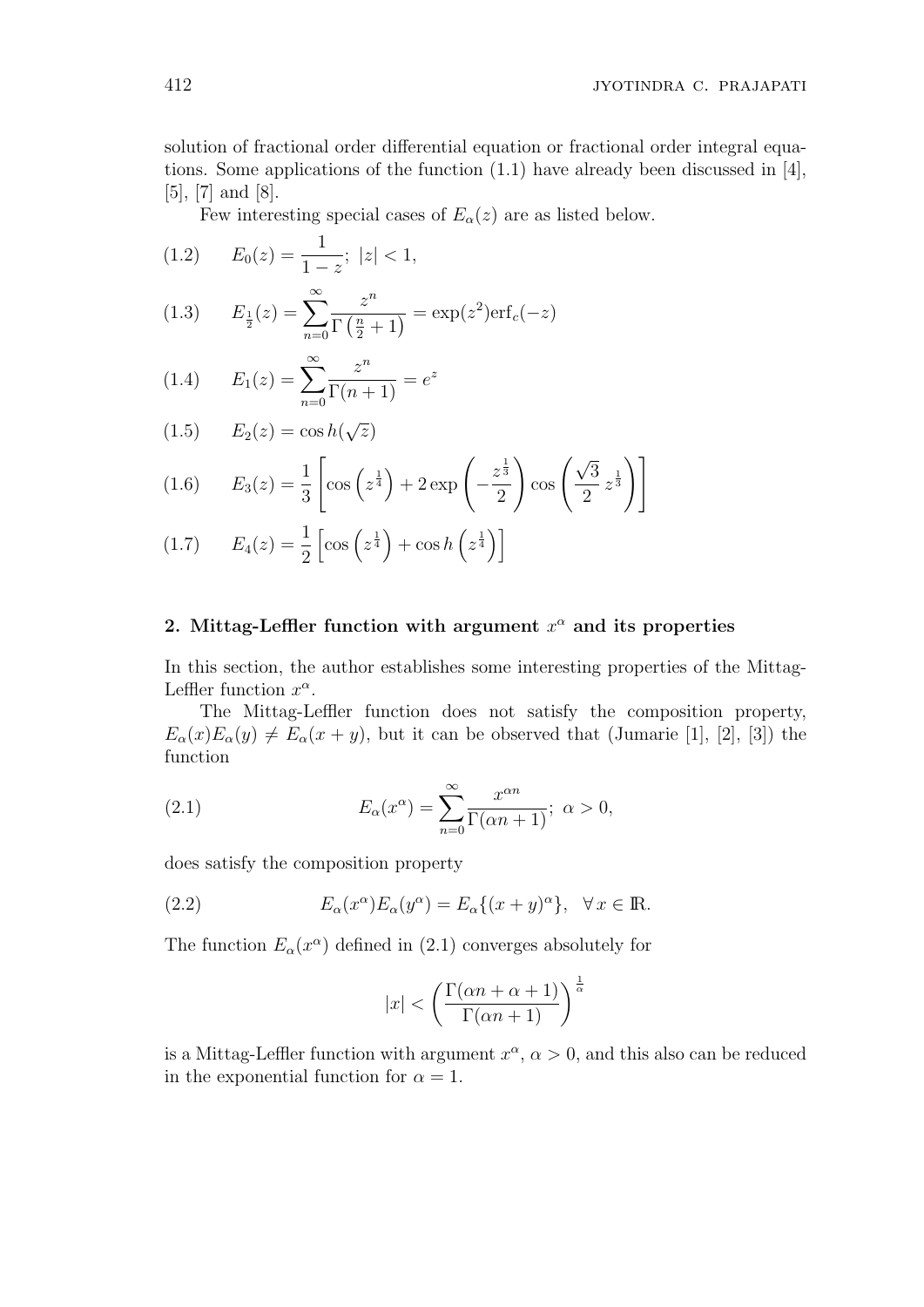solution of fractional order differential equation or fractional order integral equations. Some applications of the function (1.1) have already been discussed in [4], [5], [7] and [8].

Few interesting special cases of $E_\alpha(z)$ are as listed below.

$$E_0(z) = \frac{1}{1-z};\ |z|<1, \tag{1.2}$$

$$E_{\frac{1}{2}}(z) = \sum_{n=0}^{\infty} \frac{z^n}{\Gamma\left(\frac{n}{2}+1\right)} = \exp(z^2)\mathrm{erf}_c(-z) \tag{1.3}$$

$$E_1(z) = \sum_{n=0}^{\infty} \frac{z^n}{\Gamma(n+1)} = e^z \tag{1.4}$$

$$E_2(z) = \cos h(\sqrt{z}) \tag{1.5}$$

$$E_3(z) = \frac{1}{3}\left[\cos\left(z^{\frac{1}{4}}\right) + 2\exp\left(-\frac{z^{\frac{1}{3}}}{2}\right)\cos\left(\frac{\sqrt{3}}{2}\, z^{\frac{1}{3}}\right)\right] \tag{1.6}$$

$$E_4(z) = \frac{1}{2}\left[\cos\left(z^{\frac{1}{4}}\right) + \cos h\left(z^{\frac{1}{4}}\right)\right] \tag{1.7}$$

## 2. Mittag-Leffler function with argument $x^\alpha$ and its properties

In this section, the author establishes some interesting properties of the Mittag-Leffler function $x^\alpha$.

The Mittag-Leffler function does not satisfy the composition property, $E_\alpha(x)E_\alpha(y) \neq E_\alpha(x+y)$, but it can be observed that (Jumarie [1], [2], [3]) the function

$$E_\alpha(x^\alpha) = \sum_{n=0}^{\infty} \frac{x^{\alpha n}}{\Gamma(\alpha n+1)};\ \alpha>0, \tag{2.1}$$

does satisfy the composition property

$$E_\alpha(x^\alpha)E_\alpha(y^\alpha) = E_\alpha\{(x+y)^\alpha\}, \quad \forall\, x \in \mathbb{R}. \tag{2.2}$$

The function $E_\alpha(x^\alpha)$ defined in (2.1) converges absolutely for

$$|x| < \left(\frac{\Gamma(\alpha n+\alpha+1)}{\Gamma(\alpha n+1)}\right)^{\frac{1}{\alpha}}$$

is a Mittag-Leffler function with argument $x^\alpha$, $\alpha>0$, and this also can be reduced in the exponential function for $\alpha=1$.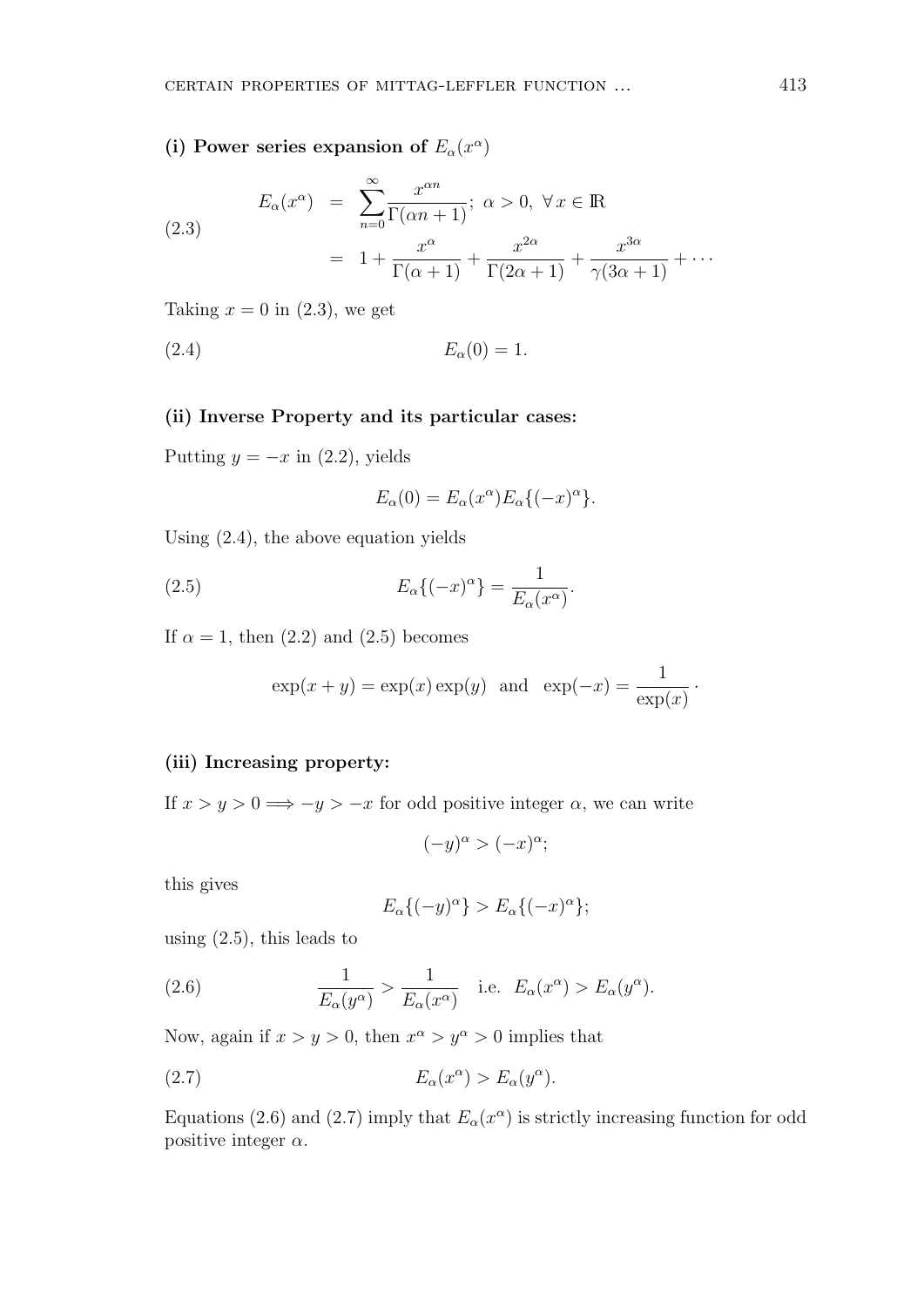**(i) Power series expansion of $E_\alpha(x^\alpha)$**

$$
\begin{aligned}
E_\alpha(x^\alpha) &= \sum_{n=0}^{\infty} \frac{x^{\alpha n}}{\Gamma(\alpha n+1)};\ \alpha > 0,\ \forall\, x \in \mathbb{R} \\
&= 1 + \frac{x^\alpha}{\Gamma(\alpha+1)} + \frac{x^{2\alpha}}{\Gamma(2\alpha+1)} + \frac{x^{3\alpha}}{\gamma(3\alpha+1)} + \cdots
\end{aligned}
\tag{2.3}
$$

Taking $x = 0$ in (2.3), we get

$$
E_\alpha(0) = 1. \tag{2.4}
$$

**(ii) Inverse Property and its particular cases:**

Putting $y = -x$ in (2.2), yields

$$
E_\alpha(0) = E_\alpha(x^\alpha) E_\alpha\{(-x)^\alpha\}.
$$

Using (2.4), the above equation yields

$$
E_\alpha\{(-x)^\alpha\} = \frac{1}{E_\alpha(x^\alpha)}. \tag{2.5}
$$

If $\alpha = 1$, then (2.2) and (2.5) becomes

$$
\exp(x+y) = \exp(x)\exp(y) \ \text{ and } \ \exp(-x) = \frac{1}{\exp(x)} \cdot
$$

**(iii) Increasing property:**

If $x > y > 0 \Longrightarrow -y > -x$ for odd positive integer $\alpha$, we can write

$$
(-y)^\alpha > (-x)^\alpha;
$$

this gives

$$
E_\alpha\{(-y)^\alpha\} > E_\alpha\{(-x)^\alpha\};
$$

using (2.5), this leads to

$$
\frac{1}{E_\alpha(y^\alpha)} > \frac{1}{E_\alpha(x^\alpha)} \quad \text{i.e. } E_\alpha(x^\alpha) > E_\alpha(y^\alpha). \tag{2.6}
$$

Now, again if $x > y > 0$, then $x^\alpha > y^\alpha > 0$ implies that

$$
E_\alpha(x^\alpha) > E_\alpha(y^\alpha). \tag{2.7}
$$

Equations (2.6) and (2.7) imply that $E_\alpha(x^\alpha)$ is strictly increasing function for odd positive integer $\alpha$.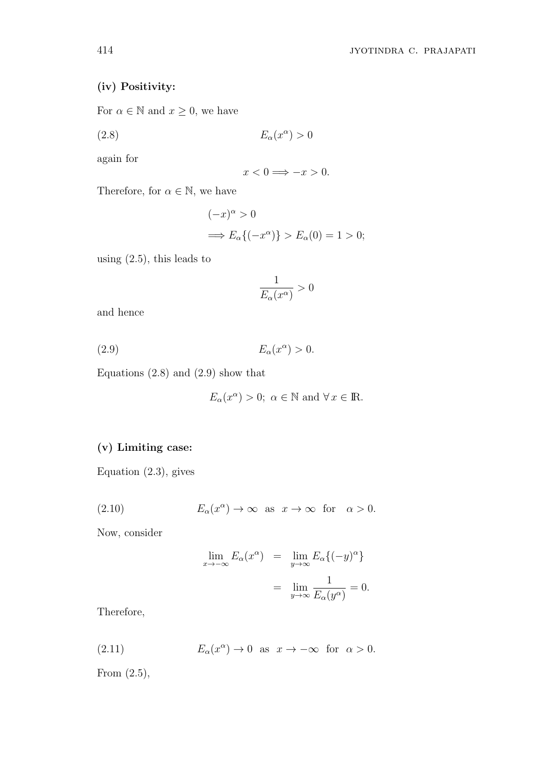**(iv) Positivity:**

For $\alpha \in \mathbb{N}$ and $x \geq 0$, we have

$$E_\alpha(x^\alpha) > 0 \tag{2.8}$$

again for

$$x < 0 \Longrightarrow -x > 0.$$

Therefore, for $\alpha \in \mathbb{N}$, we have

$$(-x)^\alpha > 0$$
$$\Longrightarrow E_\alpha\{(-x^\alpha)\} > E_\alpha(0) = 1 > 0;$$

using (2.5), this leads to

$$\frac{1}{E_\alpha(x^\alpha)} > 0$$

and hence

$$E_\alpha(x^\alpha) > 0. \tag{2.9}$$

Equations (2.8) and (2.9) show that

$$E_\alpha(x^\alpha) > 0; \ \alpha \in \mathbb{N} \text{ and } \forall\, x \in \mathbb{R}.$$

**(v) Limiting case:**

Equation (2.3), gives

$$E_\alpha(x^\alpha) \to \infty \ \text{ as } \ x \to \infty \ \text{ for } \ \alpha > 0. \tag{2.10}$$

Now, consider

$$\begin{aligned} \lim_{x \to -\infty} E_\alpha(x^\alpha) &= \lim_{y \to \infty} E_\alpha\{(-y)^\alpha\} \\ &= \lim_{y \to \infty} \frac{1}{E_\alpha(y^\alpha)} = 0. \end{aligned}$$

Therefore,

$$E_\alpha(x^\alpha) \to 0 \ \text{ as } \ x \to -\infty \ \text{ for } \ \alpha > 0. \tag{2.11}$$

From (2.5),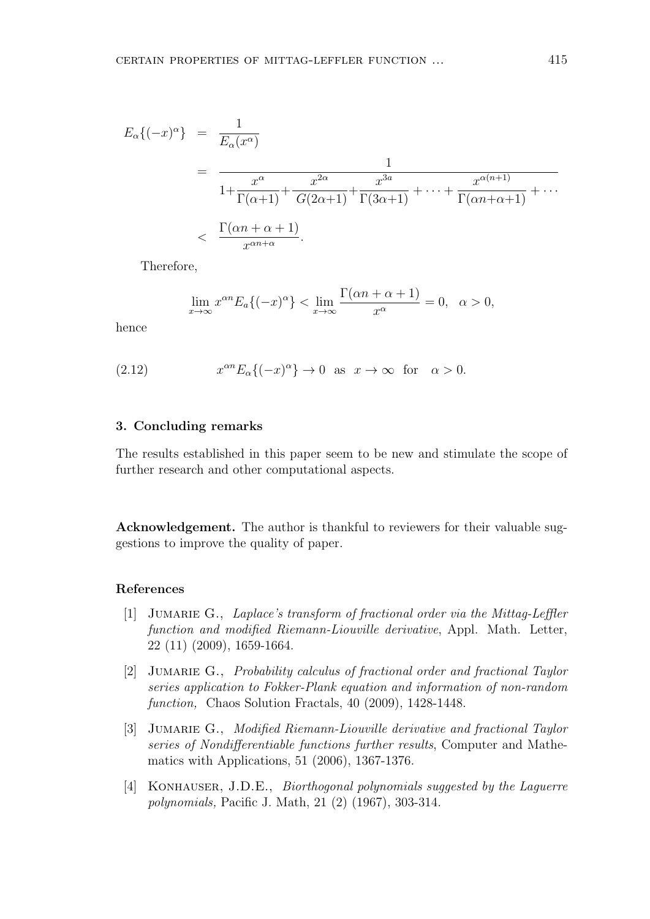$$
\begin{aligned}
E_{\alpha}\{(-x)^{\alpha}\} &= \frac{1}{E_{\alpha}(x^{\alpha})} \\
&= \frac{1}{1+\dfrac{x^{\alpha}}{\Gamma(\alpha+1)}+\dfrac{x^{2\alpha}}{G(2\alpha+1)}+\dfrac{x^{3a}}{\Gamma(3\alpha+1)}+\cdots+\dfrac{x^{\alpha(n+1)}}{\Gamma(\alpha n+\alpha+1)}+\cdots} \\
&< \frac{\Gamma(\alpha n+\alpha+1)}{x^{\alpha n+\alpha}}.
\end{aligned}
$$

Therefore,

$$
\lim_{x\to\infty} x^{\alpha n} E_{a}\{(-x)^{\alpha}\} < \lim_{x\to\infty} \frac{\Gamma(\alpha n+\alpha+1)}{x^{\alpha}} = 0, \quad \alpha > 0,
$$

hence

$$
x^{\alpha n} E_{\alpha}\{(-x)^{\alpha}\} \to 0 \ \text{ as } \ x \to \infty \ \text{ for } \ \alpha > 0. \tag{2.12}
$$

### 3. Concluding remarks

The results established in this paper seem to be new and stimulate the scope of further research and other computational aspects.

**Acknowledgement.** The author is thankful to reviewers for their valuable suggestions to improve the quality of paper.

### References

[1] Jumarie G., *Laplace's transform of fractional order via the Mittag-Leffler function and modified Riemann-Liouville derivative*, Appl. Math. Letter, 22 (11) (2009), 1659-1664.

[2] Jumarie G., *Probability calculus of fractional order and fractional Taylor series application to Fokker-Plank equation and information of non-random function,* Chaos Solution Fractals, 40 (2009), 1428-1448.

[3] Jumarie G., *Modified Riemann-Liouville derivative and fractional Taylor series of Nondifferentiable functions further results*, Computer and Mathematics with Applications, 51 (2006), 1367-1376.

[4] Konhauser, J.D.E., *Biorthogonal polynomials suggested by the Laguerre polynomials,* Pacific J. Math, 21 (2) (1967), 303-314.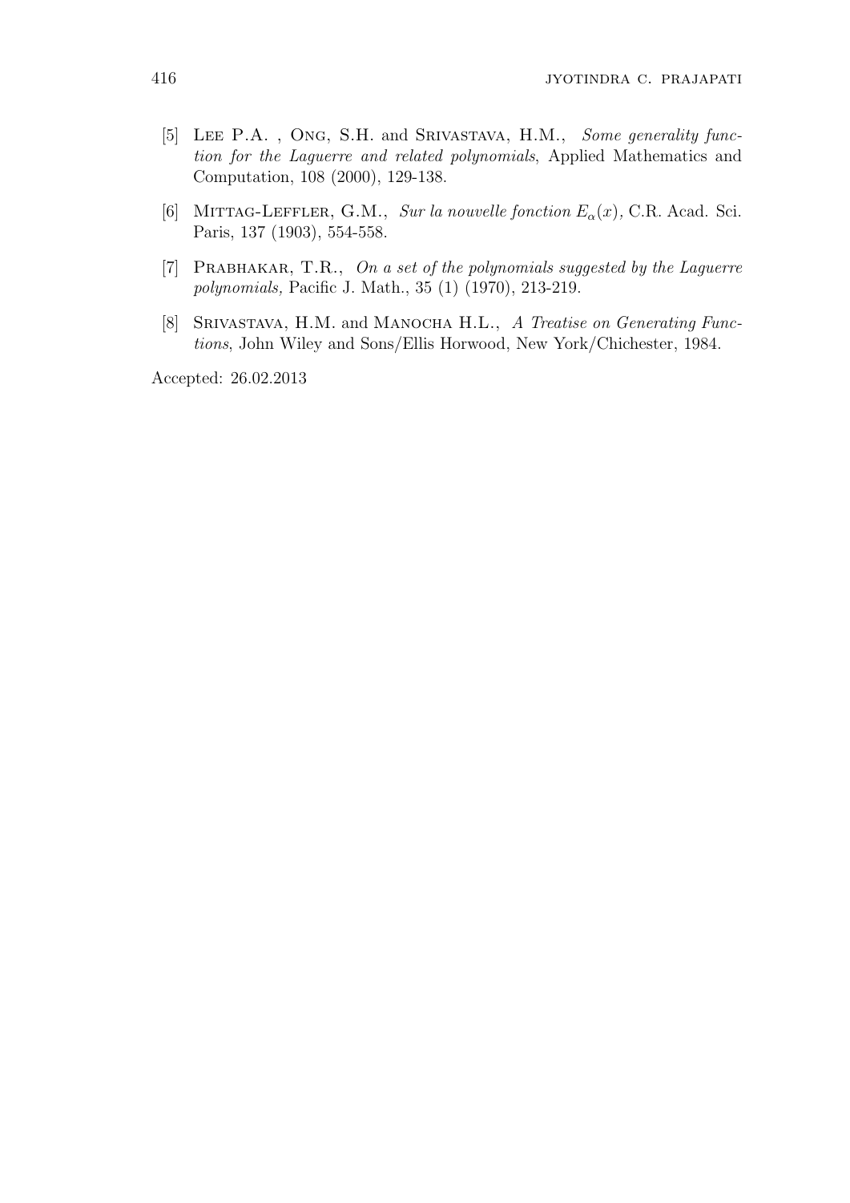[5] Lee P.A. , Ong, S.H. and Srivastava, H.M., *Some generality function for the Laguerre and related polynomials*, Applied Mathematics and Computation, 108 (2000), 129-138.

[6] Mittag-Leffler, G.M., *Sur la nouvelle fonction $E_\alpha(x)$,* C.R. Acad. Sci. Paris, 137 (1903), 554-558.

[7] Prabhakar, T.R., *On a set of the polynomials suggested by the Laguerre polynomials,* Pacific J. Math., 35 (1) (1970), 213-219.

[8] Srivastava, H.M. and Manocha H.L., *A Treatise on Generating Functions*, John Wiley and Sons/Ellis Horwood, New York/Chichester, 1984.

Accepted: 26.02.2013